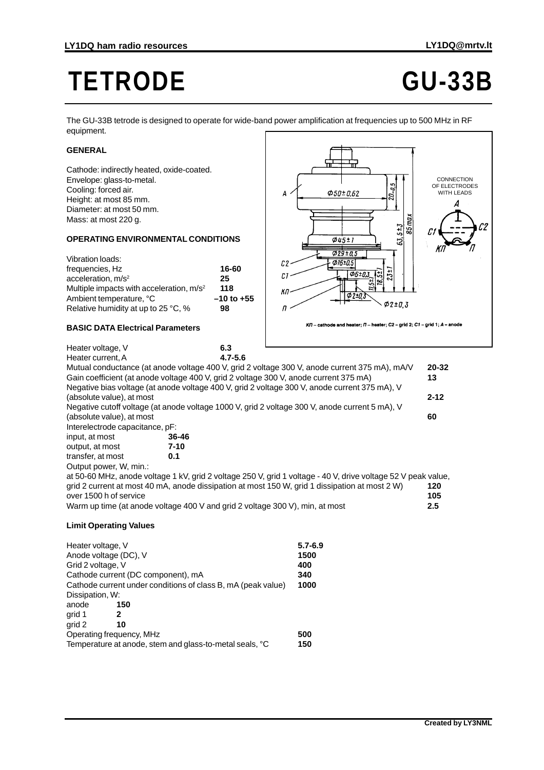# TETRODE GU-33B

The GU-33B tetrode is designed to operate for wide-band power amplification at frequencies up to 500 MHz in RF equipment.

### GENERAL

Cathode: indirectly heated, oxide-coated.
Envelope: glass-to-metal.
Cooling: forced air.
Height: at most 85 mm.
Diameter: at most 50 mm.
Mass: at most 220 g.

### OPERATING ENVIRONMENTAL CONDITIONS

| | |
|---|---|
| Vibration loads: | |
| frequencies, Hz | **16-60** |
| acceleration, $m/s^2$ | **25** |
| Multiple impacts with acceleration, $m/s^2$ | **118** |
| Ambient temperature, °C | **–10 to +55** |
| Relative humidity at up to 25 °C, % | **98** |

КП – cathode and heater; П – heater; C2 – grid 2; C1 – grid 1; A – anode

### BASIC DATA Electrical Parameters

| | |
|---|---|
| Heater voltage, V | **6.3** |
| Heater current, A | **4.7-5.6** |
| Mutual conductance (at anode voltage 400 V, grid 2 voltage 300 V, anode current 375 mA), mA/V | **20-32** |
| Gain coefficient (at anode voltage 400 V, grid 2 voltage 300 V, anode current 375 mA) | **13** |
| Negative bias voltage (at anode voltage 400 V, grid 2 voltage 300 V, anode current 375 mA), V (absolute value), at most | **2-12** |
| Negative cutoff voltage (at anode voltage 1000 V, grid 2 voltage 300 V, anode current 5 mA), V (absolute value), at most | **60** |
| Interelectrode capacitance, pF: | |
| input, at most | **36-46** |
| output, at most | **7-10** |
| transfer, at most | **0.1** |
| Output power, W, min.: | |
| at 50-60 MHz, anode voltage 1 kV, grid 2 voltage 250 V, grid 1 voltage - 40 V, drive voltage 52 V peak value, grid 2 current at most 40 mA, anode dissipation at most 150 W, grid 1 dissipation at most 2 W) | **120** |
| over 1500 h of service | **105** |
| Warm up time (at anode voltage 400 V and grid 2 voltage 300 V), min, at most | **2.5** |

### Limit Operating Values

| | |
|---|---|
| Heater voltage, V | **5.7-6.9** |
| Anode voltage (DC), V | **1500** |
| Grid 2 voltage, V | **400** |
| Cathode current (DC component), mA | **340** |
| Cathode current under conditions of class B, mA (peak value) | **1000** |
| Dissipation, W: | |
| anode | **150** |
| grid 1 | **2** |
| grid 2 | **10** |
| Operating frequency, MHz | **500** |
| Temperature at anode, stem and glass-to-metal seals, °C | **150** |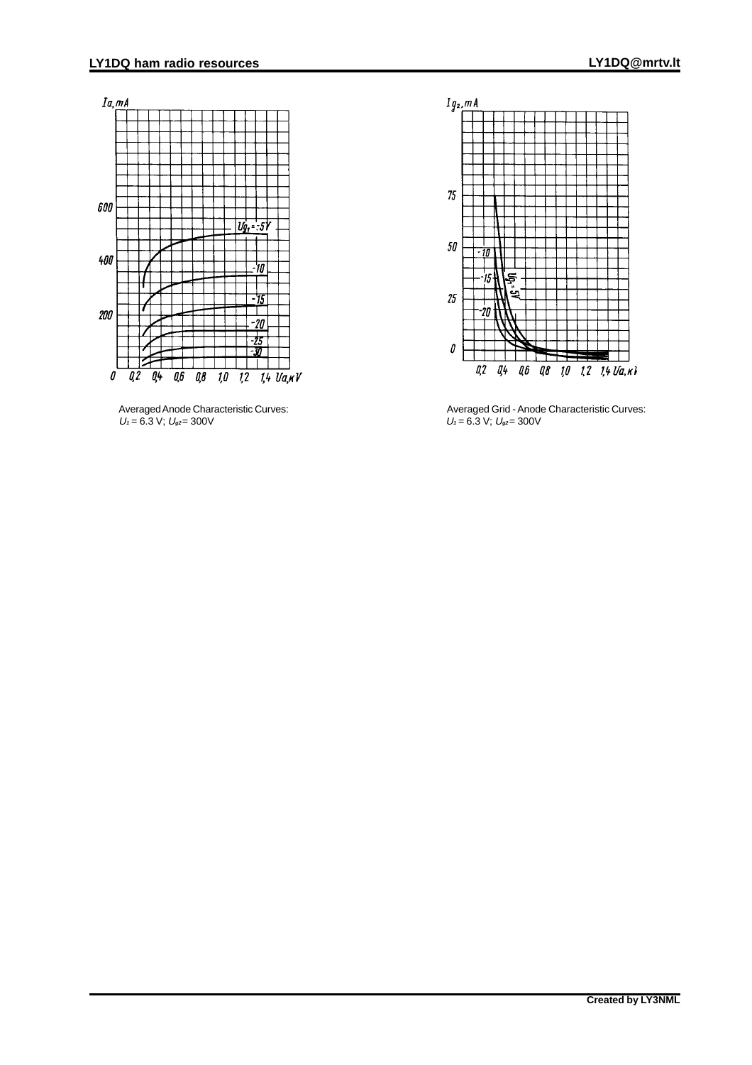Ia, mA

600

400

200

0

0,2 0,4 0,6 0,8 1,0 1,2 1,4 Ua,кV

$U_{g1}$ = -5V

-10

-15

-20

-25

-30

Averaged Anode Characteristic Curves:
$U_f$ = 6.3 V; $U_{g2}$ = 300V

$I_{g2}$, mA

75

50

25

0

0,2 0,4 0,6 0,8 1,0 1,2 1,4 Ua, кV

-10

-15

-20

$U_{g1}$ = -5V

Averaged Grid - Anode Characteristic Curves:
$U_f$ = 6.3 V; $U_{g2}$ = 300V